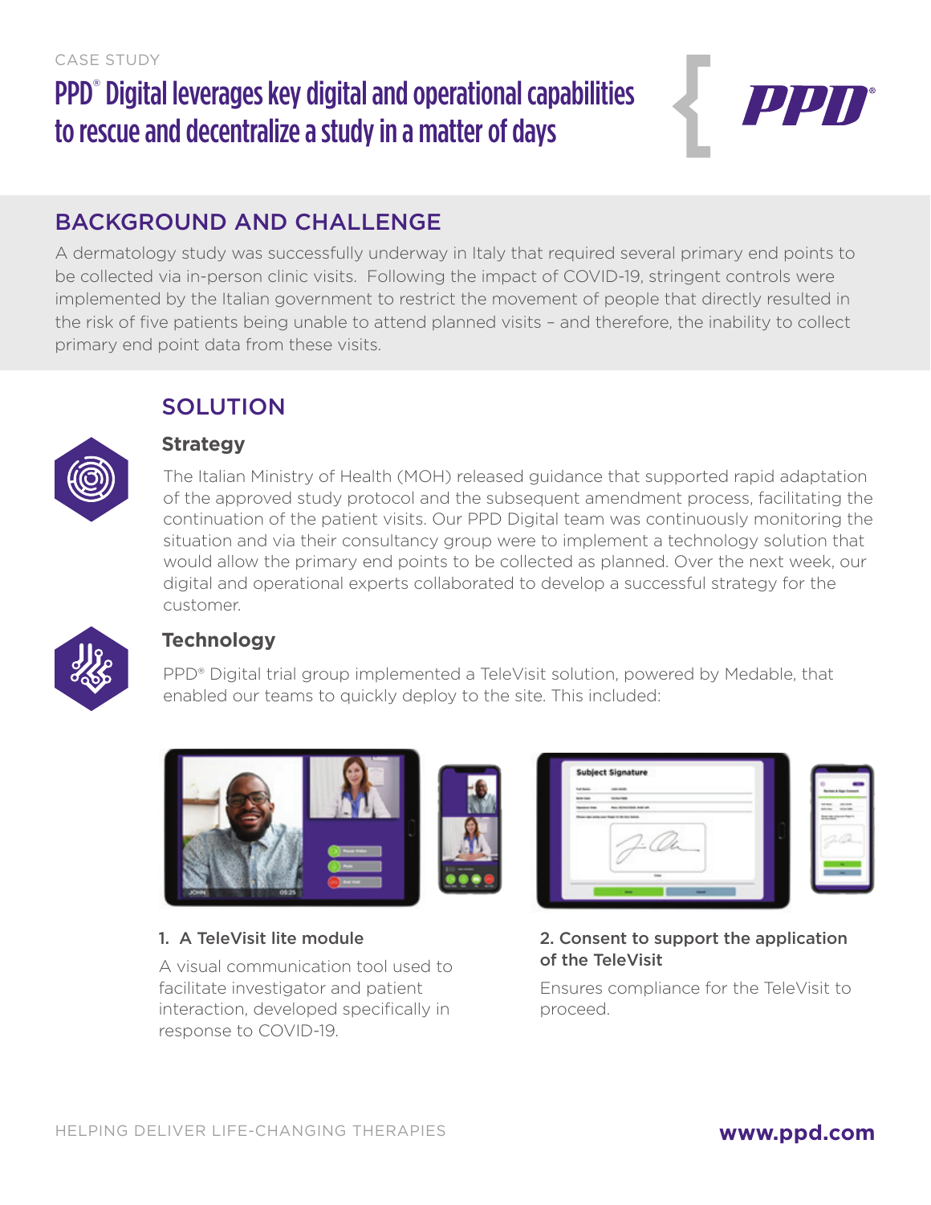CASE STUDY

# PPD® Digital leverages key digital and operational capabilities to rescue and decentralize a study in a matter of days

## BACKGROUND AND CHALLENGE

A dermatology study was successfully underway in Italy that required several primary end points to be collected via in-person clinic visits. Following the impact of COVID-19, stringent controls were implemented by the Italian government to restrict the movement of people that directly resulted in the risk of five patients being unable to attend planned visits – and therefore, the inability to collect primary end point data from these visits.

## SOLUTION

### Strategy

The Italian Ministry of Health (MOH) released guidance that supported rapid adaptation of the approved study protocol and the subsequent amendment process, facilitating the continuation of the patient visits. Our PPD Digital team was continuously monitoring the situation and via their consultancy group were to implement a technology solution that would allow the primary end points to be collected as planned. Over the next week, our digital and operational experts collaborated to develop a successful strategy for the customer.

### Technology

PPD® Digital trial group implemented a TeleVisit solution, powered by Medable, that enabled our teams to quickly deploy to the site. This included:

**1. A TeleVisit lite module**

A visual communication tool used to facilitate investigator and patient interaction, developed specifically in response to COVID-19.

**2. Consent to support the application of the TeleVisit**

Ensures compliance for the TeleVisit to proceed.

HELPING DELIVER LIFE-CHANGING THERAPIES

**www.ppd.com**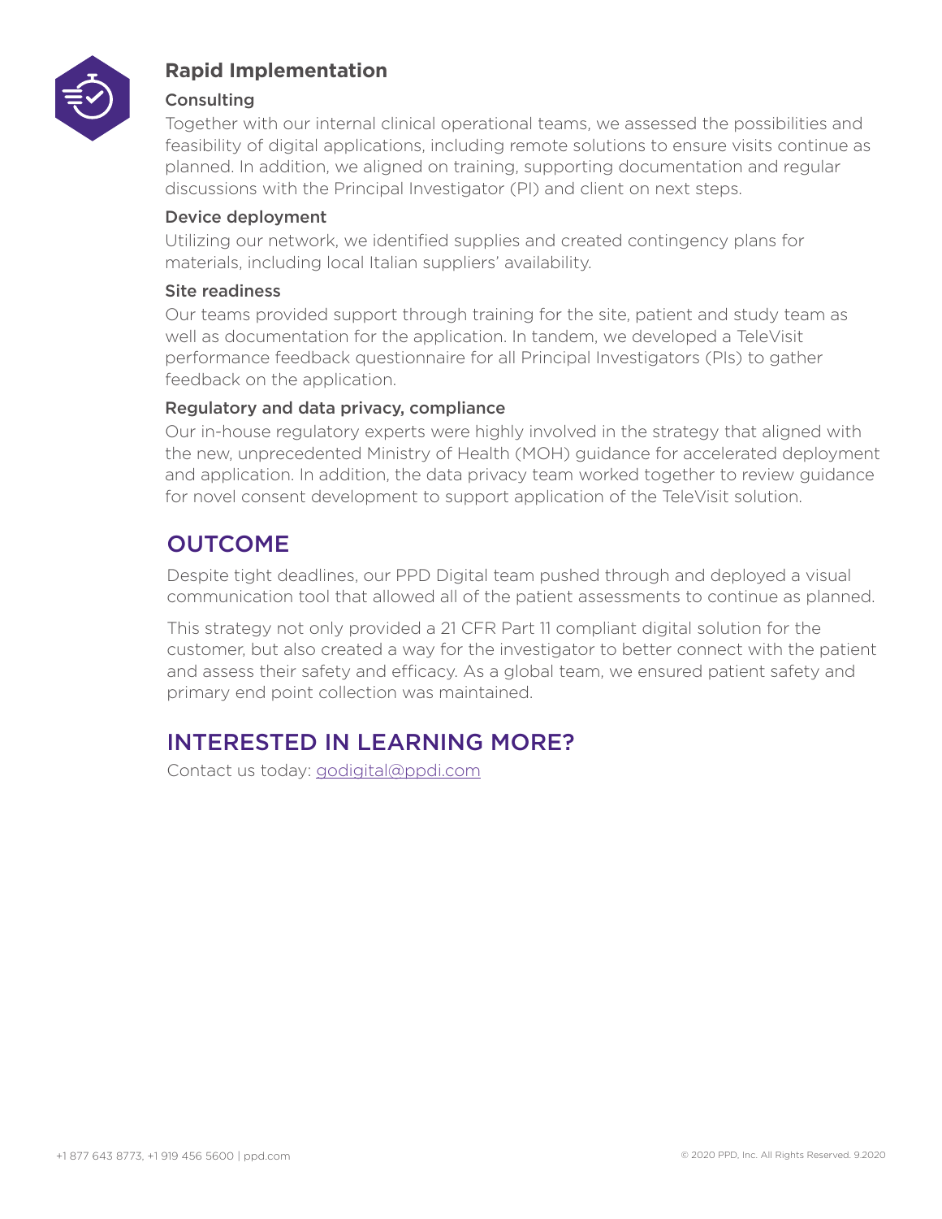### Rapid Implementation

#### Consulting

Together with our internal clinical operational teams, we assessed the possibilities and feasibility of digital applications, including remote solutions to ensure visits continue as planned. In addition, we aligned on training, supporting documentation and regular discussions with the Principal Investigator (PI) and client on next steps.

#### Device deployment

Utilizing our network, we identified supplies and created contingency plans for materials, including local Italian suppliers' availability.

#### Site readiness

Our teams provided support through training for the site, patient and study team as well as documentation for the application. In tandem, we developed a TeleVisit performance feedback questionnaire for all Principal Investigators (PIs) to gather feedback on the application.

#### Regulatory and data privacy, compliance

Our in-house regulatory experts were highly involved in the strategy that aligned with the new, unprecedented Ministry of Health (MOH) guidance for accelerated deployment and application. In addition, the data privacy team worked together to review guidance for novel consent development to support application of the TeleVisit solution.

## OUTCOME

Despite tight deadlines, our PPD Digital team pushed through and deployed a visual communication tool that allowed all of the patient assessments to continue as planned.

This strategy not only provided a 21 CFR Part 11 compliant digital solution for the customer, but also created a way for the investigator to better connect with the patient and assess their safety and efficacy. As a global team, we ensured patient safety and primary end point collection was maintained.

## INTERESTED IN LEARNING MORE?

Contact us today: godigital@ppdi.com

+1 877 643 8773, +1 919 456 5600 | ppd.com

© 2020 PPD, Inc. All Rights Reserved. 9.2020